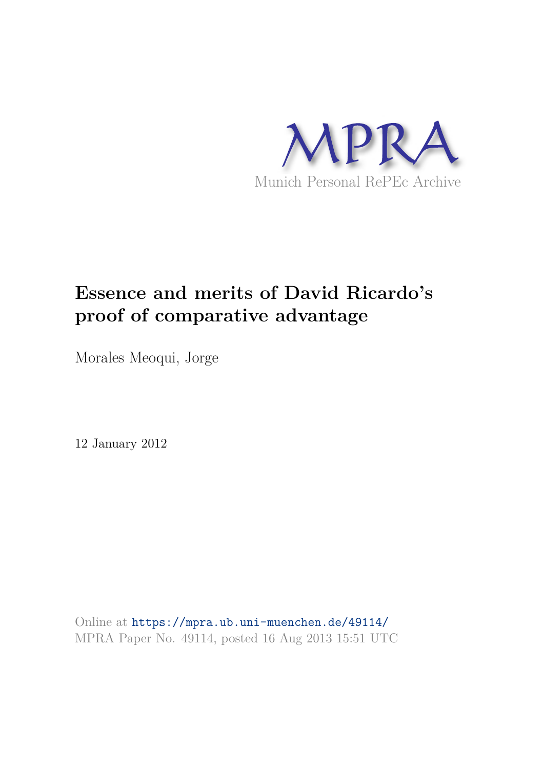MPRA

Munich Personal RePEc Archive

# Essence and merits of David Ricardo's proof of comparative advantage

Morales Meoqui, Jorge

12 January 2012

Online at https://mpra.ub.uni-muenchen.de/49114/
MPRA Paper No. 49114, posted 16 Aug 2013 15:51 UTC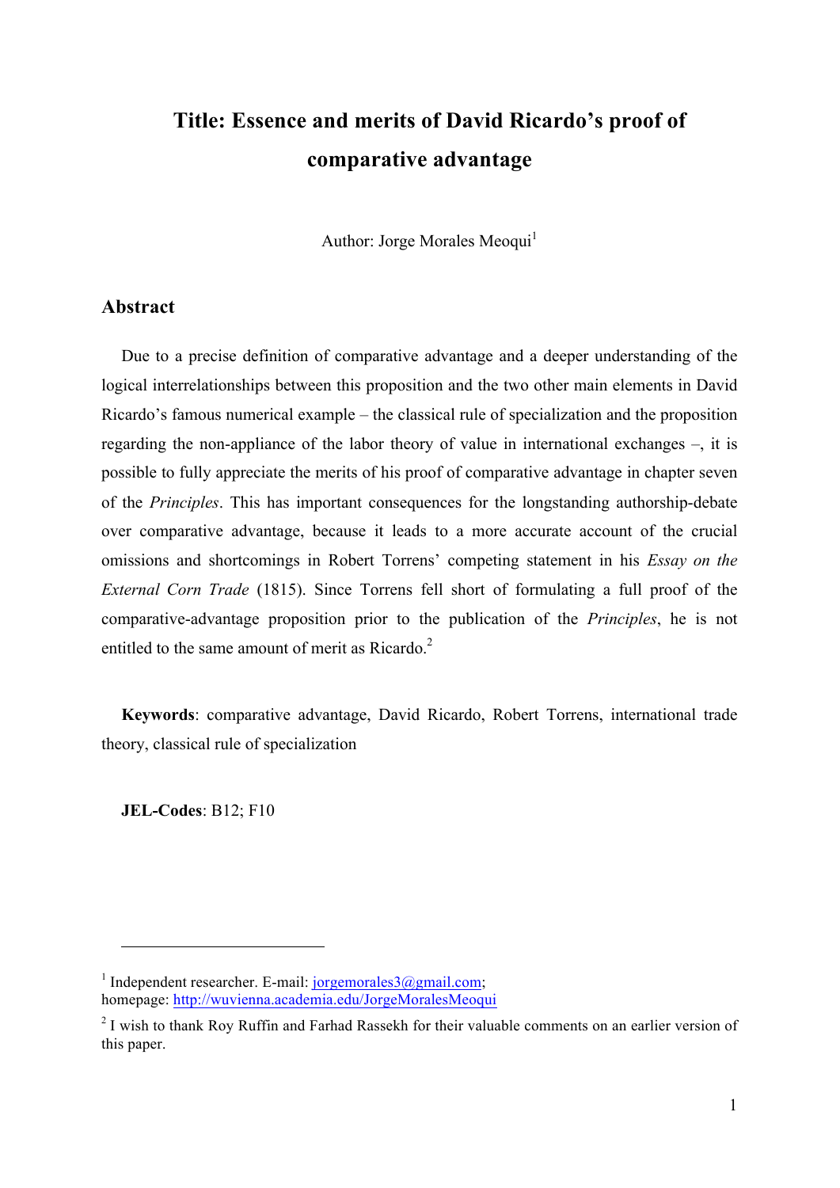# Title: Essence and merits of David Ricardo's proof of comparative advantage

Author: Jorge Morales Meoqui[1]

## Abstract

Due to a precise definition of comparative advantage and a deeper understanding of the logical interrelationships between this proposition and the two other main elements in David Ricardo's famous numerical example – the classical rule of specialization and the proposition regarding the non-appliance of the labor theory of value in international exchanges –, it is possible to fully appreciate the merits of his proof of comparative advantage in chapter seven of the *Principles*. This has important consequences for the longstanding authorship-debate over comparative advantage, because it leads to a more accurate account of the crucial omissions and shortcomings in Robert Torrens' competing statement in his *Essay on the External Corn Trade* (1815). Since Torrens fell short of formulating a full proof of the comparative-advantage proposition prior to the publication of the *Principles*, he is not entitled to the same amount of merit as Ricardo.[2]

**Keywords**: comparative advantage, David Ricardo, Robert Torrens, international trade theory, classical rule of specialization

**JEL-Codes**: B12; F10

---

[1] Independent researcher. E-mail: jorgemorales3@gmail.com; homepage: http://wuvienna.academia.edu/JorgeMoralesMeoqui

[2] I wish to thank Roy Ruffin and Farhad Rassekh for their valuable comments on an earlier version of this paper.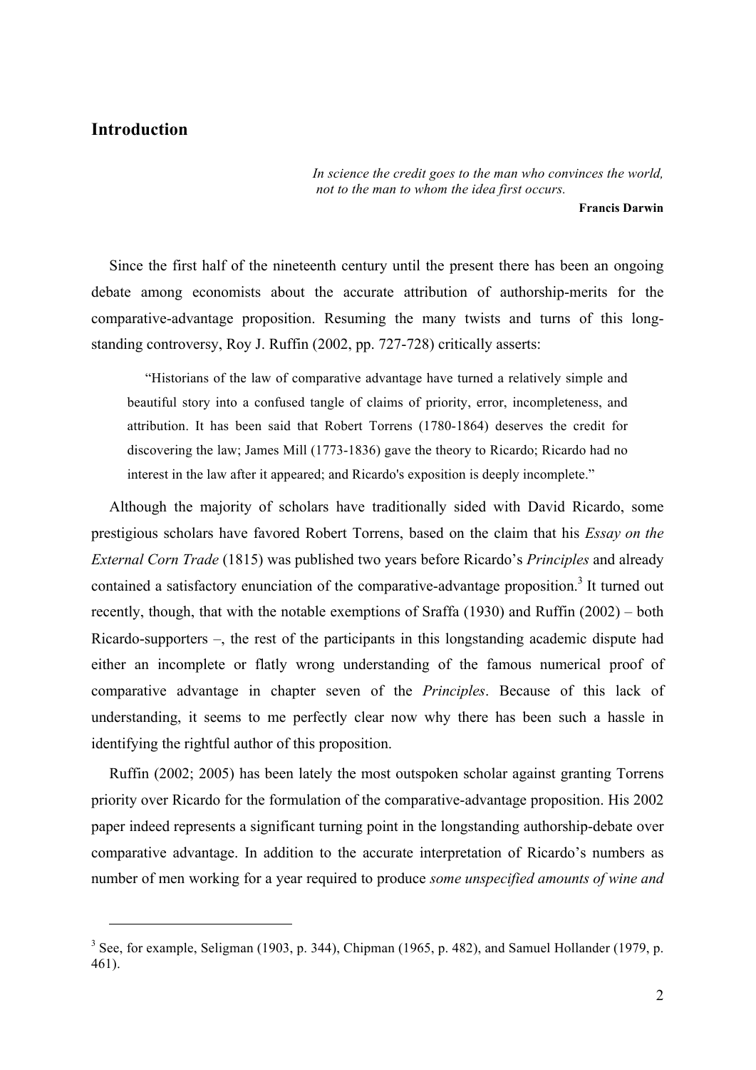## Introduction

> *In science the credit goes to the man who convinces the world, not to the man to whom the idea first occurs.*
>
> **Francis Darwin**

Since the first half of the nineteenth century until the present there has been an ongoing debate among economists about the accurate attribution of authorship-merits for the comparative-advantage proposition. Resuming the many twists and turns of this long-standing controversy, Roy J. Ruffin (2002, pp. 727-728) critically asserts:

> "Historians of the law of comparative advantage have turned a relatively simple and beautiful story into a confused tangle of claims of priority, error, incompleteness, and attribution. It has been said that Robert Torrens (1780-1864) deserves the credit for discovering the law; James Mill (1773-1836) gave the theory to Ricardo; Ricardo had no interest in the law after it appeared; and Ricardo's exposition is deeply incomplete."

Although the majority of scholars have traditionally sided with David Ricardo, some prestigious scholars have favored Robert Torrens, based on the claim that his *Essay on the External Corn Trade* (1815) was published two years before Ricardo's *Principles* and already contained a satisfactory enunciation of the comparative-advantage proposition.[3] It turned out recently, though, that with the notable exemptions of Sraffa (1930) and Ruffin (2002) – both Ricardo-supporters –, the rest of the participants in this longstanding academic dispute had either an incomplete or flatly wrong understanding of the famous numerical proof of comparative advantage in chapter seven of the *Principles*. Because of this lack of understanding, it seems to me perfectly clear now why there has been such a hassle in identifying the rightful author of this proposition.

Ruffin (2002; 2005) has been lately the most outspoken scholar against granting Torrens priority over Ricardo for the formulation of the comparative-advantage proposition. His 2002 paper indeed represents a significant turning point in the longstanding authorship-debate over comparative advantage. In addition to the accurate interpretation of Ricardo's numbers as number of men working for a year required to produce *some unspecified amounts of wine and*

---

[3] See, for example, Seligman (1903, p. 344), Chipman (1965, p. 482), and Samuel Hollander (1979, p. 461).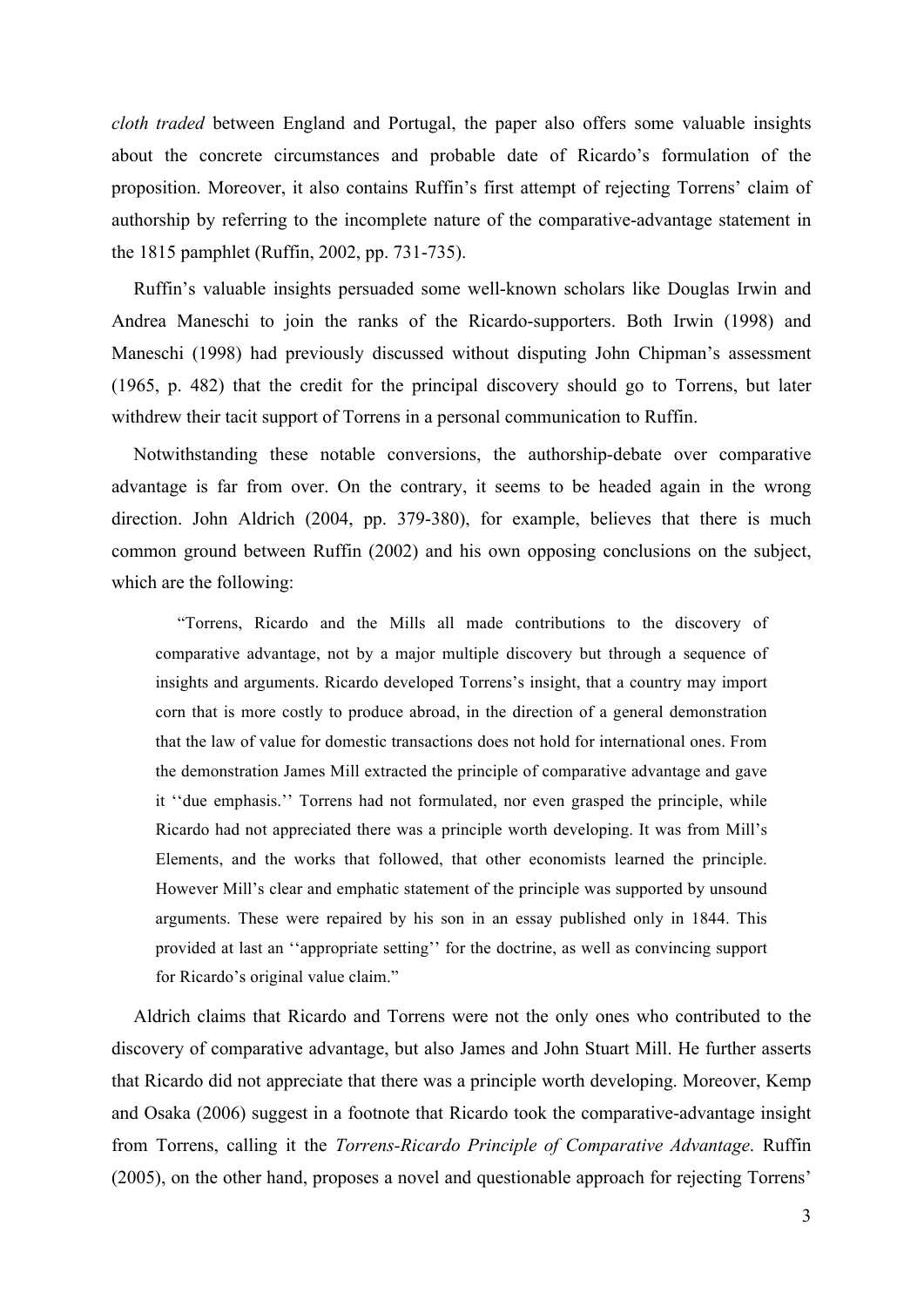*cloth traded* between England and Portugal, the paper also offers some valuable insights about the concrete circumstances and probable date of Ricardo's formulation of the proposition. Moreover, it also contains Ruffin's first attempt of rejecting Torrens' claim of authorship by referring to the incomplete nature of the comparative-advantage statement in the 1815 pamphlet (Ruffin, 2002, pp. 731-735).

Ruffin's valuable insights persuaded some well-known scholars like Douglas Irwin and Andrea Maneschi to join the ranks of the Ricardo-supporters. Both Irwin (1998) and Maneschi (1998) had previously discussed without disputing John Chipman's assessment (1965, p. 482) that the credit for the principal discovery should go to Torrens, but later withdrew their tacit support of Torrens in a personal communication to Ruffin.

Notwithstanding these notable conversions, the authorship-debate over comparative advantage is far from over. On the contrary, it seems to be headed again in the wrong direction. John Aldrich (2004, pp. 379-380), for example, believes that there is much common ground between Ruffin (2002) and his own opposing conclusions on the subject, which are the following:

> "Torrens, Ricardo and the Mills all made contributions to the discovery of comparative advantage, not by a major multiple discovery but through a sequence of insights and arguments. Ricardo developed Torrens's insight, that a country may import corn that is more costly to produce abroad, in the direction of a general demonstration that the law of value for domestic transactions does not hold for international ones. From the demonstration James Mill extracted the principle of comparative advantage and gave it ''due emphasis.'' Torrens had not formulated, nor even grasped the principle, while Ricardo had not appreciated there was a principle worth developing. It was from Mill's Elements, and the works that followed, that other economists learned the principle. However Mill's clear and emphatic statement of the principle was supported by unsound arguments. These were repaired by his son in an essay published only in 1844. This provided at last an ''appropriate setting'' for the doctrine, as well as convincing support for Ricardo's original value claim."

Aldrich claims that Ricardo and Torrens were not the only ones who contributed to the discovery of comparative advantage, but also James and John Stuart Mill. He further asserts that Ricardo did not appreciate that there was a principle worth developing. Moreover, Kemp and Osaka (2006) suggest in a footnote that Ricardo took the comparative-advantage insight from Torrens, calling it the *Torrens-Ricardo Principle of Comparative Advantage*. Ruffin (2005), on the other hand, proposes a novel and questionable approach for rejecting Torrens'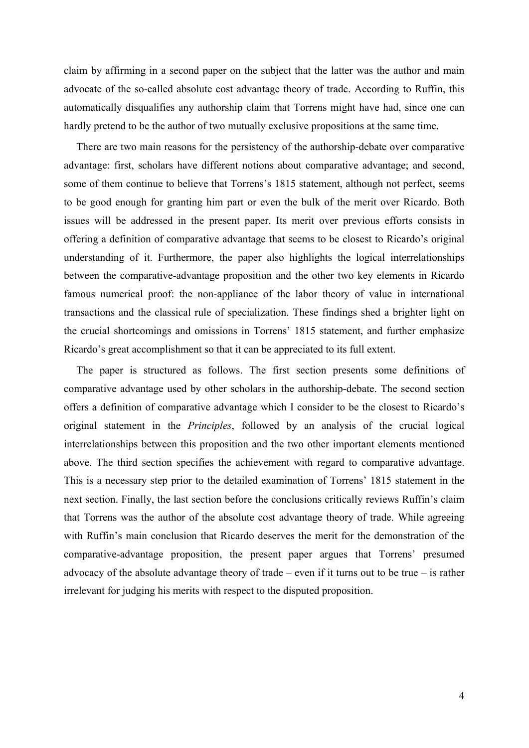claim by affirming in a second paper on the subject that the latter was the author and main advocate of the so-called absolute cost advantage theory of trade. According to Ruffin, this automatically disqualifies any authorship claim that Torrens might have had, since one can hardly pretend to be the author of two mutually exclusive propositions at the same time.

There are two main reasons for the persistency of the authorship-debate over comparative advantage: first, scholars have different notions about comparative advantage; and second, some of them continue to believe that Torrens's 1815 statement, although not perfect, seems to be good enough for granting him part or even the bulk of the merit over Ricardo. Both issues will be addressed in the present paper. Its merit over previous efforts consists in offering a definition of comparative advantage that seems to be closest to Ricardo's original understanding of it. Furthermore, the paper also highlights the logical interrelationships between the comparative-advantage proposition and the other two key elements in Ricardo famous numerical proof: the non-appliance of the labor theory of value in international transactions and the classical rule of specialization. These findings shed a brighter light on the crucial shortcomings and omissions in Torrens' 1815 statement, and further emphasize Ricardo's great accomplishment so that it can be appreciated to its full extent.

The paper is structured as follows. The first section presents some definitions of comparative advantage used by other scholars in the authorship-debate. The second section offers a definition of comparative advantage which I consider to be the closest to Ricardo's original statement in the *Principles*, followed by an analysis of the crucial logical interrelationships between this proposition and the two other important elements mentioned above. The third section specifies the achievement with regard to comparative advantage. This is a necessary step prior to the detailed examination of Torrens' 1815 statement in the next section. Finally, the last section before the conclusions critically reviews Ruffin's claim that Torrens was the author of the absolute cost advantage theory of trade. While agreeing with Ruffin's main conclusion that Ricardo deserves the merit for the demonstration of the comparative-advantage proposition, the present paper argues that Torrens' presumed advocacy of the absolute advantage theory of trade – even if it turns out to be true – is rather irrelevant for judging his merits with respect to the disputed proposition.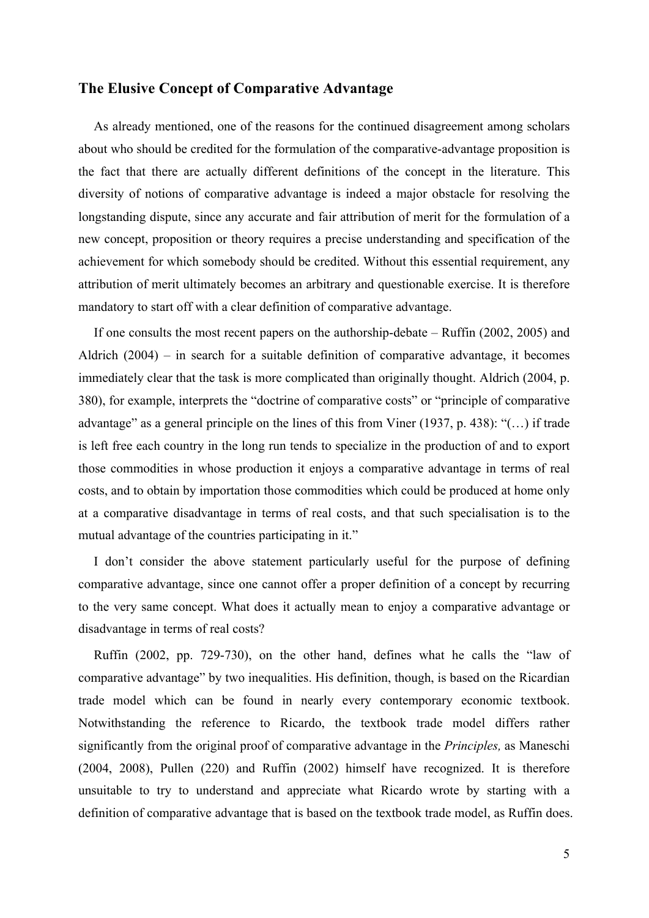## The Elusive Concept of Comparative Advantage

As already mentioned, one of the reasons for the continued disagreement among scholars about who should be credited for the formulation of the comparative-advantage proposition is the fact that there are actually different definitions of the concept in the literature. This diversity of notions of comparative advantage is indeed a major obstacle for resolving the longstanding dispute, since any accurate and fair attribution of merit for the formulation of a new concept, proposition or theory requires a precise understanding and specification of the achievement for which somebody should be credited. Without this essential requirement, any attribution of merit ultimately becomes an arbitrary and questionable exercise. It is therefore mandatory to start off with a clear definition of comparative advantage.

If one consults the most recent papers on the authorship-debate – Ruffin (2002, 2005) and Aldrich (2004) – in search for a suitable definition of comparative advantage, it becomes immediately clear that the task is more complicated than originally thought. Aldrich (2004, p. 380), for example, interprets the "doctrine of comparative costs" or "principle of comparative advantage" as a general principle on the lines of this from Viner (1937, p. 438): "(…) if trade is left free each country in the long run tends to specialize in the production of and to export those commodities in whose production it enjoys a comparative advantage in terms of real costs, and to obtain by importation those commodities which could be produced at home only at a comparative disadvantage in terms of real costs, and that such specialisation is to the mutual advantage of the countries participating in it."

I don't consider the above statement particularly useful for the purpose of defining comparative advantage, since one cannot offer a proper definition of a concept by recurring to the very same concept. What does it actually mean to enjoy a comparative advantage or disadvantage in terms of real costs?

Ruffin (2002, pp. 729-730), on the other hand, defines what he calls the "law of comparative advantage" by two inequalities. His definition, though, is based on the Ricardian trade model which can be found in nearly every contemporary economic textbook. Notwithstanding the reference to Ricardo, the textbook trade model differs rather significantly from the original proof of comparative advantage in the *Principles,* as Maneschi (2004, 2008), Pullen (220) and Ruffin (2002) himself have recognized. It is therefore unsuitable to try to understand and appreciate what Ricardo wrote by starting with a definition of comparative advantage that is based on the textbook trade model, as Ruffin does.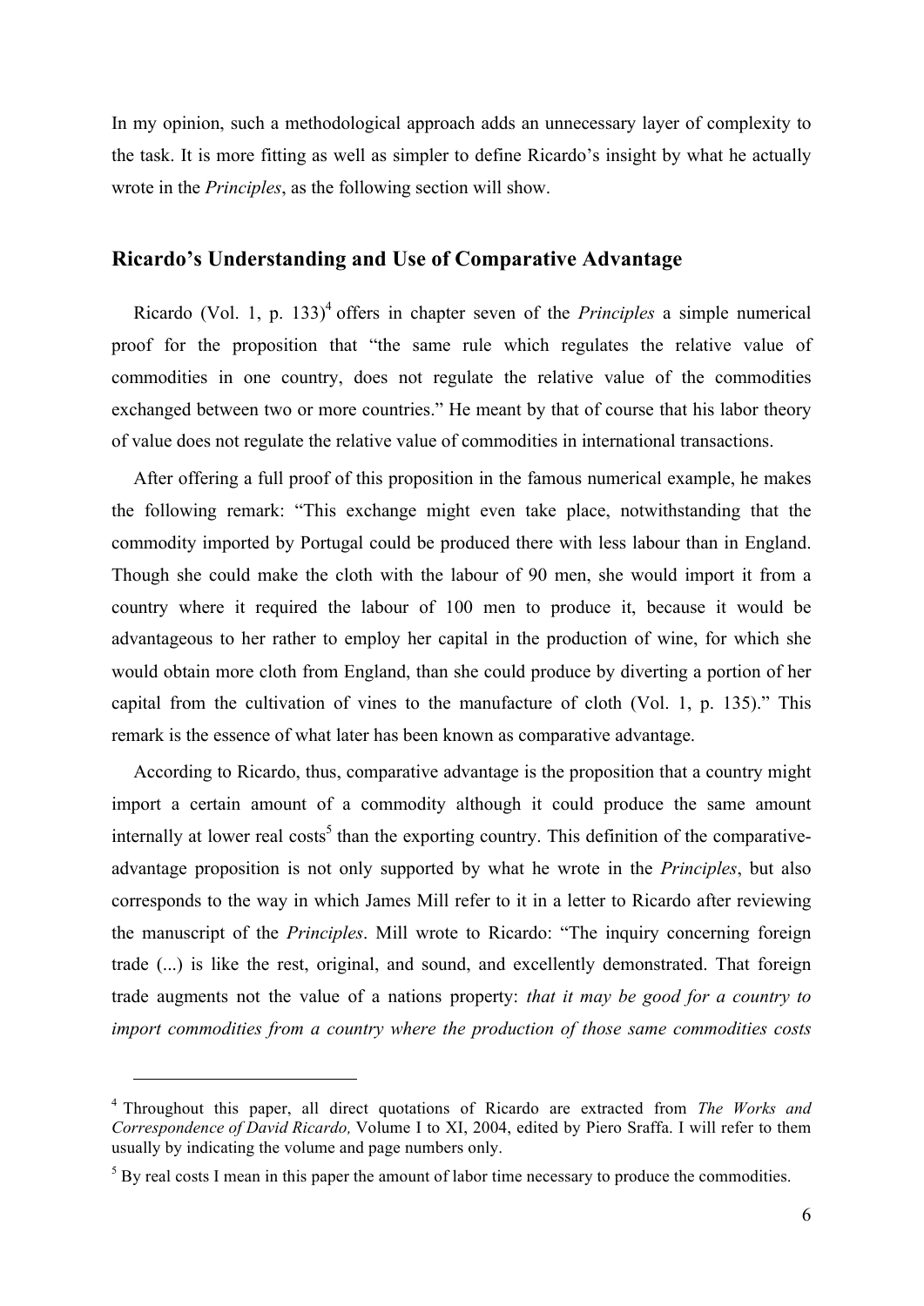In my opinion, such a methodological approach adds an unnecessary layer of complexity to the task. It is more fitting as well as simpler to define Ricardo's insight by what he actually wrote in the *Principles*, as the following section will show.

## Ricardo's Understanding and Use of Comparative Advantage

Ricardo (Vol. 1, p. 133)[4] offers in chapter seven of the *Principles* a simple numerical proof for the proposition that "the same rule which regulates the relative value of commodities in one country, does not regulate the relative value of the commodities exchanged between two or more countries." He meant by that of course that his labor theory of value does not regulate the relative value of commodities in international transactions.

After offering a full proof of this proposition in the famous numerical example, he makes the following remark: "This exchange might even take place, notwithstanding that the commodity imported by Portugal could be produced there with less labour than in England. Though she could make the cloth with the labour of 90 men, she would import it from a country where it required the labour of 100 men to produce it, because it would be advantageous to her rather to employ her capital in the production of wine, for which she would obtain more cloth from England, than she could produce by diverting a portion of her capital from the cultivation of vines to the manufacture of cloth (Vol. 1, p. 135)." This remark is the essence of what later has been known as comparative advantage.

According to Ricardo, thus, comparative advantage is the proposition that a country might import a certain amount of a commodity although it could produce the same amount internally at lower real costs[5] than the exporting country. This definition of the comparative-advantage proposition is not only supported by what he wrote in the *Principles*, but also corresponds to the way in which James Mill refer to it in a letter to Ricardo after reviewing the manuscript of the *Principles*. Mill wrote to Ricardo: "The inquiry concerning foreign trade (...) is like the rest, original, and sound, and excellently demonstrated. That foreign trade augments not the value of a nations property: *that it may be good for a country to import commodities from a country where the production of those same commodities costs*

---

[4] Throughout this paper, all direct quotations of Ricardo are extracted from *The Works and Correspondence of David Ricardo,* Volume I to XI, 2004, edited by Piero Sraffa. I will refer to them usually by indicating the volume and page numbers only.

[5] By real costs I mean in this paper the amount of labor time necessary to produce the commodities.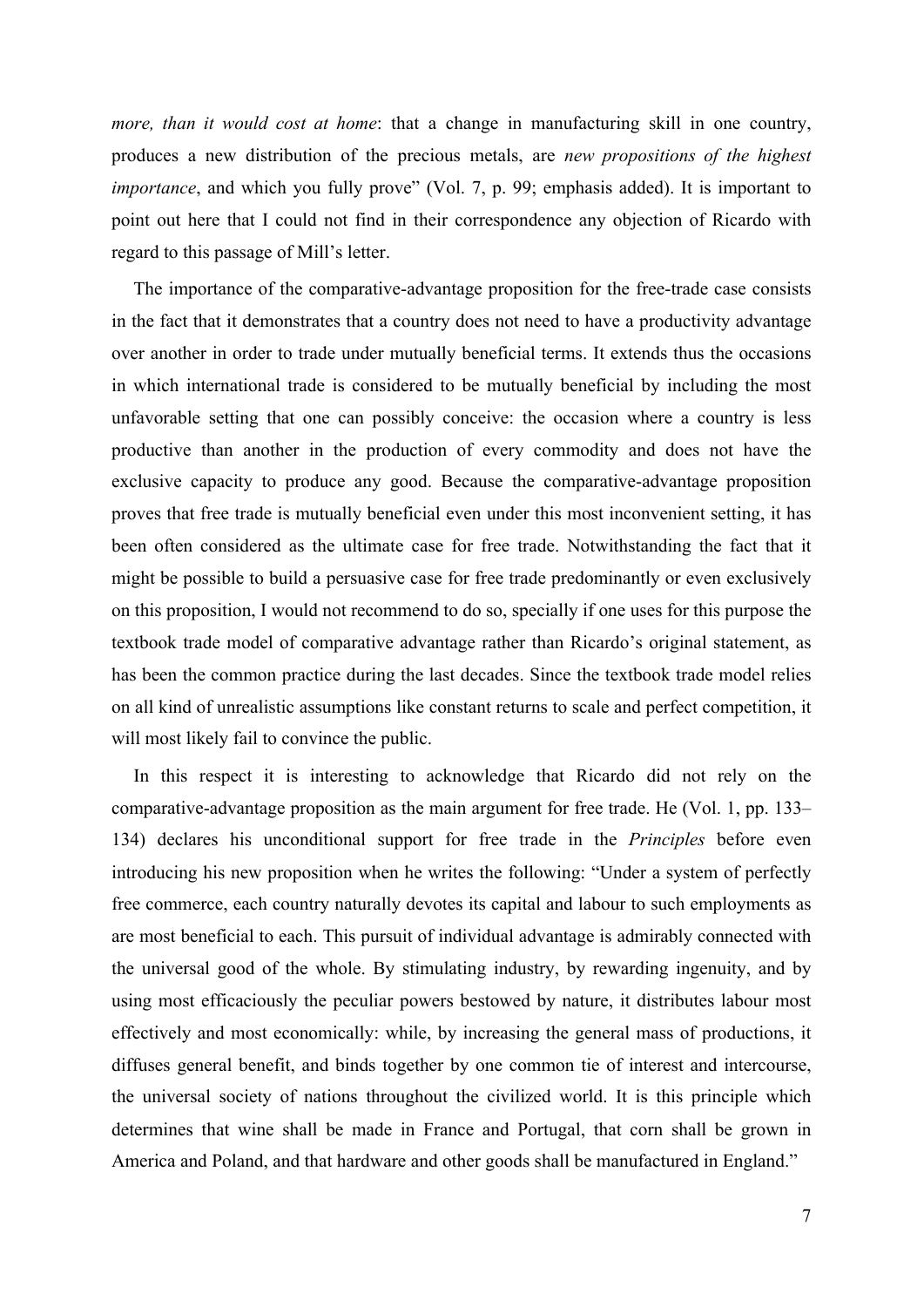*more, than it would cost at home*: that a change in manufacturing skill in one country, produces a new distribution of the precious metals, are *new propositions of the highest importance*, and which you fully prove" (Vol. 7, p. 99; emphasis added). It is important to point out here that I could not find in their correspondence any objection of Ricardo with regard to this passage of Mill's letter.

The importance of the comparative-advantage proposition for the free-trade case consists in the fact that it demonstrates that a country does not need to have a productivity advantage over another in order to trade under mutually beneficial terms. It extends thus the occasions in which international trade is considered to be mutually beneficial by including the most unfavorable setting that one can possibly conceive: the occasion where a country is less productive than another in the production of every commodity and does not have the exclusive capacity to produce any good. Because the comparative-advantage proposition proves that free trade is mutually beneficial even under this most inconvenient setting, it has been often considered as the ultimate case for free trade. Notwithstanding the fact that it might be possible to build a persuasive case for free trade predominantly or even exclusively on this proposition, I would not recommend to do so, specially if one uses for this purpose the textbook trade model of comparative advantage rather than Ricardo's original statement, as has been the common practice during the last decades. Since the textbook trade model relies on all kind of unrealistic assumptions like constant returns to scale and perfect competition, it will most likely fail to convince the public.

In this respect it is interesting to acknowledge that Ricardo did not rely on the comparative-advantage proposition as the main argument for free trade. He (Vol. 1, pp. 133–134) declares his unconditional support for free trade in the *Principles* before even introducing his new proposition when he writes the following: "Under a system of perfectly free commerce, each country naturally devotes its capital and labour to such employments as are most beneficial to each. This pursuit of individual advantage is admirably connected with the universal good of the whole. By stimulating industry, by rewarding ingenuity, and by using most efficaciously the peculiar powers bestowed by nature, it distributes labour most effectively and most economically: while, by increasing the general mass of productions, it diffuses general benefit, and binds together by one common tie of interest and intercourse, the universal society of nations throughout the civilized world. It is this principle which determines that wine shall be made in France and Portugal, that corn shall be grown in America and Poland, and that hardware and other goods shall be manufactured in England."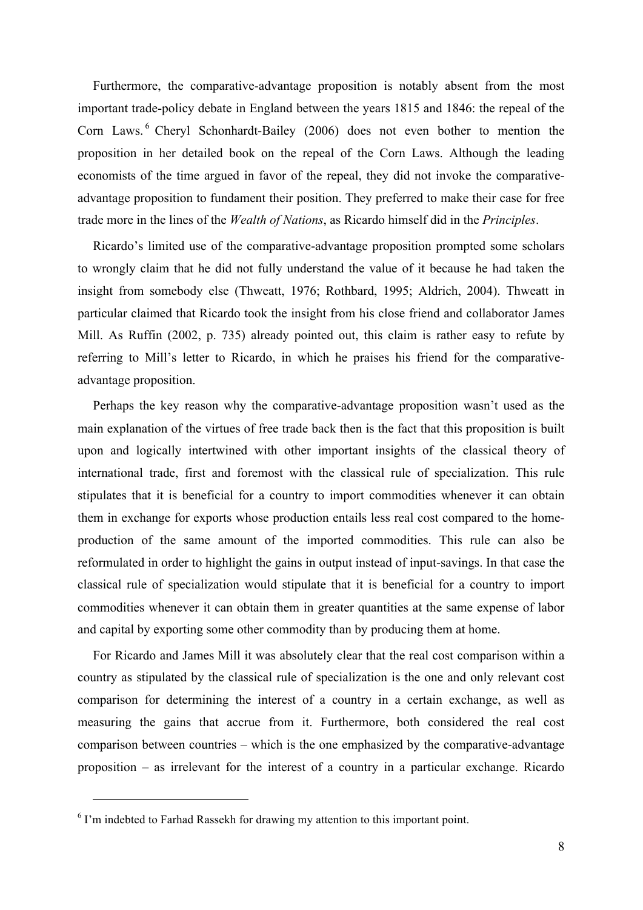Furthermore, the comparative-advantage proposition is notably absent from the most important trade-policy debate in England between the years 1815 and 1846: the repeal of the Corn Laws.[6] Cheryl Schonhardt-Bailey (2006) does not even bother to mention the proposition in her detailed book on the repeal of the Corn Laws. Although the leading economists of the time argued in favor of the repeal, they did not invoke the comparative-advantage proposition to fundament their position. They preferred to make their case for free trade more in the lines of the *Wealth of Nations*, as Ricardo himself did in the *Principles*.

Ricardo's limited use of the comparative-advantage proposition prompted some scholars to wrongly claim that he did not fully understand the value of it because he had taken the insight from somebody else (Thweatt, 1976; Rothbard, 1995; Aldrich, 2004). Thweatt in particular claimed that Ricardo took the insight from his close friend and collaborator James Mill. As Ruffin (2002, p. 735) already pointed out, this claim is rather easy to refute by referring to Mill's letter to Ricardo, in which he praises his friend for the comparative-advantage proposition.

Perhaps the key reason why the comparative-advantage proposition wasn't used as the main explanation of the virtues of free trade back then is the fact that this proposition is built upon and logically intertwined with other important insights of the classical theory of international trade, first and foremost with the classical rule of specialization. This rule stipulates that it is beneficial for a country to import commodities whenever it can obtain them in exchange for exports whose production entails less real cost compared to the home-production of the same amount of the imported commodities. This rule can also be reformulated in order to highlight the gains in output instead of input-savings. In that case the classical rule of specialization would stipulate that it is beneficial for a country to import commodities whenever it can obtain them in greater quantities at the same expense of labor and capital by exporting some other commodity than by producing them at home.

For Ricardo and James Mill it was absolutely clear that the real cost comparison within a country as stipulated by the classical rule of specialization is the one and only relevant cost comparison for determining the interest of a country in a certain exchange, as well as measuring the gains that accrue from it. Furthermore, both considered the real cost comparison between countries – which is the one emphasized by the comparative-advantage proposition – as irrelevant for the interest of a country in a particular exchange. Ricardo

[6] I'm indebted to Farhad Rassekh for drawing my attention to this important point.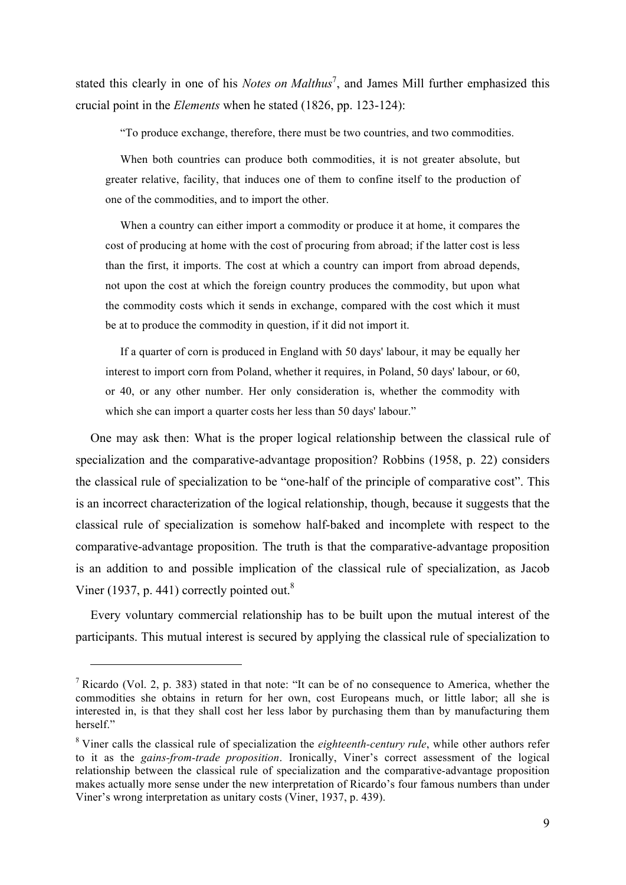stated this clearly in one of his *Notes on Malthus*[7], and James Mill further emphasized this crucial point in the *Elements* when he stated (1826, pp. 123-124):

> "To produce exchange, therefore, there must be two countries, and two commodities.
>
> When both countries can produce both commodities, it is not greater absolute, but greater relative, facility, that induces one of them to confine itself to the production of one of the commodities, and to import the other.
>
> When a country can either import a commodity or produce it at home, it compares the cost of producing at home with the cost of procuring from abroad; if the latter cost is less than the first, it imports. The cost at which a country can import from abroad depends, not upon the cost at which the foreign country produces the commodity, but upon what the commodity costs which it sends in exchange, compared with the cost which it must be at to produce the commodity in question, if it did not import it.
>
> If a quarter of corn is produced in England with 50 days' labour, it may be equally her interest to import corn from Poland, whether it requires, in Poland, 50 days' labour, or 60, or 40, or any other number. Her only consideration is, whether the commodity with which she can import a quarter costs her less than 50 days' labour."

One may ask then: What is the proper logical relationship between the classical rule of specialization and the comparative-advantage proposition? Robbins (1958, p. 22) considers the classical rule of specialization to be "one-half of the principle of comparative cost". This is an incorrect characterization of the logical relationship, though, because it suggests that the classical rule of specialization is somehow half-baked and incomplete with respect to the comparative-advantage proposition. The truth is that the comparative-advantage proposition is an addition to and possible implication of the classical rule of specialization, as Jacob Viner (1937, p. 441) correctly pointed out.[8]

Every voluntary commercial relationship has to be built upon the mutual interest of the participants. This mutual interest is secured by applying the classical rule of specialization to

---

[7] Ricardo (Vol. 2, p. 383) stated in that note: "It can be of no consequence to America, whether the commodities she obtains in return for her own, cost Europeans much, or little labor; all she is interested in, is that they shall cost her less labor by purchasing them than by manufacturing them herself."

[8] Viner calls the classical rule of specialization the *eighteenth-century rule*, while other authors refer to it as the *gains-from-trade proposition*. Ironically, Viner's correct assessment of the logical relationship between the classical rule of specialization and the comparative-advantage proposition makes actually more sense under the new interpretation of Ricardo's four famous numbers than under Viner's wrong interpretation as unitary costs (Viner, 1937, p. 439).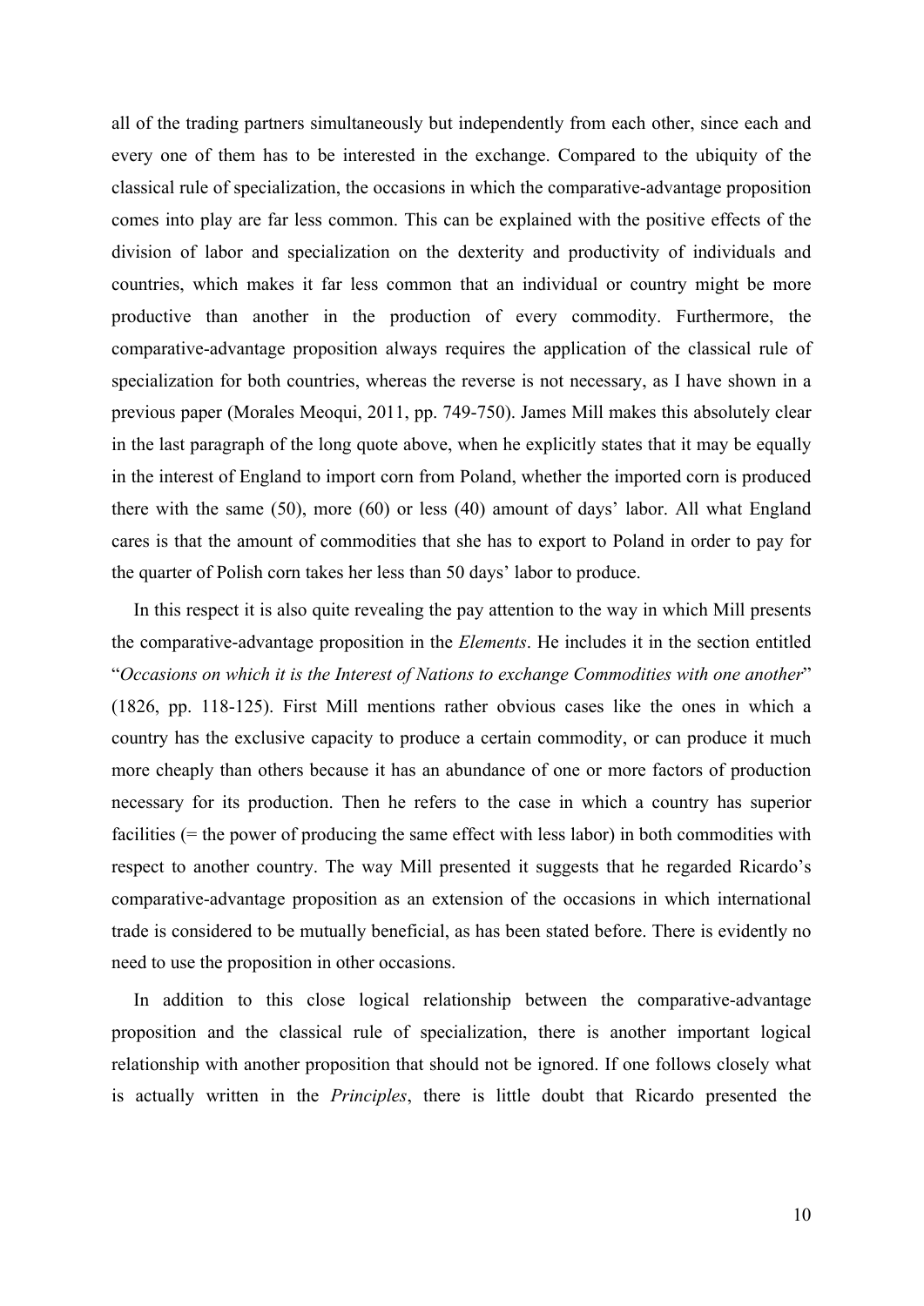all of the trading partners simultaneously but independently from each other, since each and every one of them has to be interested in the exchange. Compared to the ubiquity of the classical rule of specialization, the occasions in which the comparative-advantage proposition comes into play are far less common. This can be explained with the positive effects of the division of labor and specialization on the dexterity and productivity of individuals and countries, which makes it far less common that an individual or country might be more productive than another in the production of every commodity. Furthermore, the comparative-advantage proposition always requires the application of the classical rule of specialization for both countries, whereas the reverse is not necessary, as I have shown in a previous paper (Morales Meoqui, 2011, pp. 749-750). James Mill makes this absolutely clear in the last paragraph of the long quote above, when he explicitly states that it may be equally in the interest of England to import corn from Poland, whether the imported corn is produced there with the same (50), more (60) or less (40) amount of days' labor. All what England cares is that the amount of commodities that she has to export to Poland in order to pay for the quarter of Polish corn takes her less than 50 days' labor to produce.

In this respect it is also quite revealing the pay attention to the way in which Mill presents the comparative-advantage proposition in the *Elements*. He includes it in the section entitled "*Occasions on which it is the Interest of Nations to exchange Commodities with one another*" (1826, pp. 118-125). First Mill mentions rather obvious cases like the ones in which a country has the exclusive capacity to produce a certain commodity, or can produce it much more cheaply than others because it has an abundance of one or more factors of production necessary for its production. Then he refers to the case in which a country has superior facilities (= the power of producing the same effect with less labor) in both commodities with respect to another country. The way Mill presented it suggests that he regarded Ricardo's comparative-advantage proposition as an extension of the occasions in which international trade is considered to be mutually beneficial, as has been stated before. There is evidently no need to use the proposition in other occasions.

In addition to this close logical relationship between the comparative-advantage proposition and the classical rule of specialization, there is another important logical relationship with another proposition that should not be ignored. If one follows closely what is actually written in the *Principles*, there is little doubt that Ricardo presented the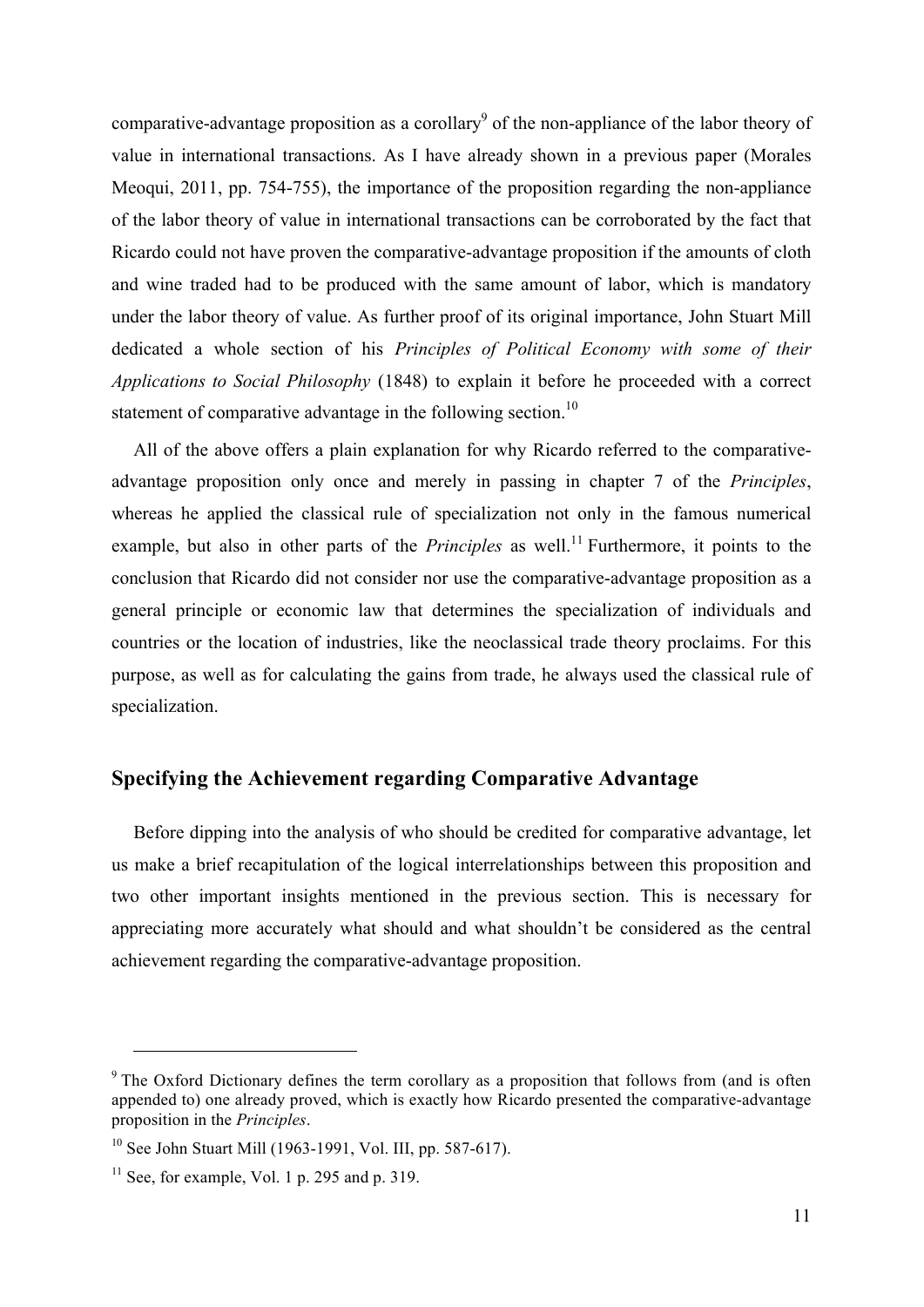comparative-advantage proposition as a corollary[9] of the non-appliance of the labor theory of value in international transactions. As I have already shown in a previous paper (Morales Meoqui, 2011, pp. 754-755), the importance of the proposition regarding the non-appliance of the labor theory of value in international transactions can be corroborated by the fact that Ricardo could not have proven the comparative-advantage proposition if the amounts of cloth and wine traded had to be produced with the same amount of labor, which is mandatory under the labor theory of value. As further proof of its original importance, John Stuart Mill dedicated a whole section of his *Principles of Political Economy with some of their Applications to Social Philosophy* (1848) to explain it before he proceeded with a correct statement of comparative advantage in the following section.[10]

All of the above offers a plain explanation for why Ricardo referred to the comparative-advantage proposition only once and merely in passing in chapter 7 of the *Principles*, whereas he applied the classical rule of specialization not only in the famous numerical example, but also in other parts of the *Principles* as well.[11] Furthermore, it points to the conclusion that Ricardo did not consider nor use the comparative-advantage proposition as a general principle or economic law that determines the specialization of individuals and countries or the location of industries, like the neoclassical trade theory proclaims. For this purpose, as well as for calculating the gains from trade, he always used the classical rule of specialization.

## Specifying the Achievement regarding Comparative Advantage

Before dipping into the analysis of who should be credited for comparative advantage, let us make a brief recapitulation of the logical interrelationships between this proposition and two other important insights mentioned in the previous section. This is necessary for appreciating more accurately what should and what shouldn't be considered as the central achievement regarding the comparative-advantage proposition.

---

[9] The Oxford Dictionary defines the term corollary as a proposition that follows from (and is often appended to) one already proved, which is exactly how Ricardo presented the comparative-advantage proposition in the *Principles*.

[10] See John Stuart Mill (1963-1991, Vol. III, pp. 587-617).

[11] See, for example, Vol. 1 p. 295 and p. 319.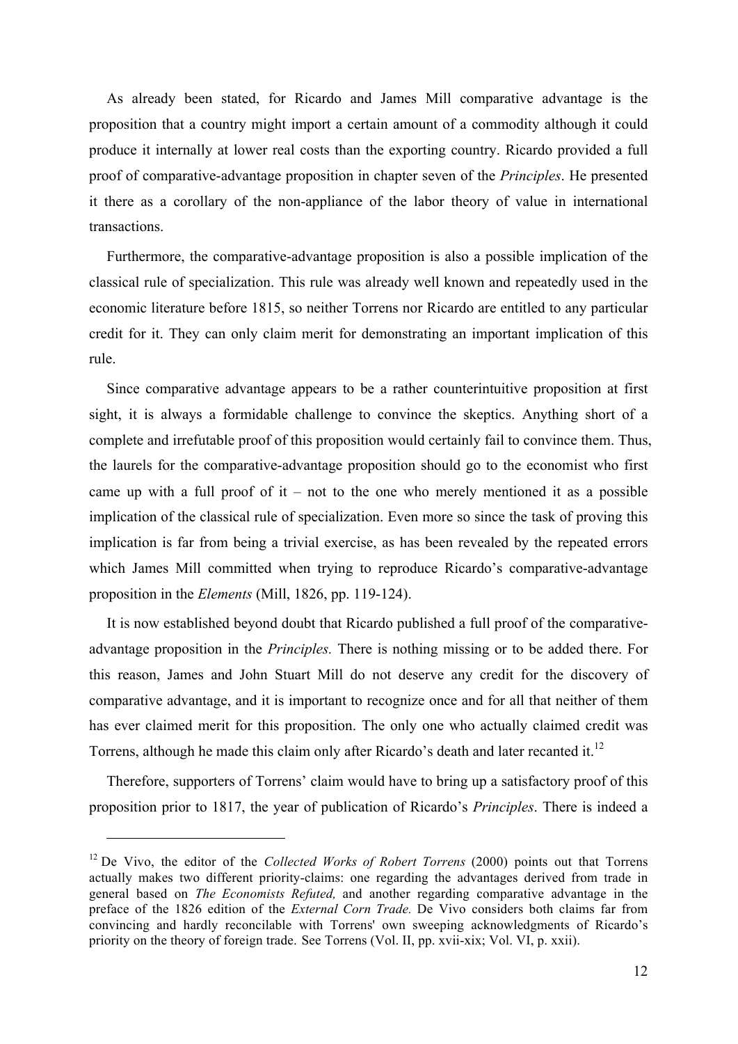As already been stated, for Ricardo and James Mill comparative advantage is the proposition that a country might import a certain amount of a commodity although it could produce it internally at lower real costs than the exporting country. Ricardo provided a full proof of comparative-advantage proposition in chapter seven of the *Principles*. He presented it there as a corollary of the non-appliance of the labor theory of value in international transactions.

Furthermore, the comparative-advantage proposition is also a possible implication of the classical rule of specialization. This rule was already well known and repeatedly used in the economic literature before 1815, so neither Torrens nor Ricardo are entitled to any particular credit for it. They can only claim merit for demonstrating an important implication of this rule.

Since comparative advantage appears to be a rather counterintuitive proposition at first sight, it is always a formidable challenge to convince the skeptics. Anything short of a complete and irrefutable proof of this proposition would certainly fail to convince them. Thus, the laurels for the comparative-advantage proposition should go to the economist who first came up with a full proof of it – not to the one who merely mentioned it as a possible implication of the classical rule of specialization. Even more so since the task of proving this implication is far from being a trivial exercise, as has been revealed by the repeated errors which James Mill committed when trying to reproduce Ricardo's comparative-advantage proposition in the *Elements* (Mill, 1826, pp. 119-124).

It is now established beyond doubt that Ricardo published a full proof of the comparative-advantage proposition in the *Principles.* There is nothing missing or to be added there. For this reason, James and John Stuart Mill do not deserve any credit for the discovery of comparative advantage, and it is important to recognize once and for all that neither of them has ever claimed merit for this proposition. The only one who actually claimed credit was Torrens, although he made this claim only after Ricardo's death and later recanted it.[12]

Therefore, supporters of Torrens' claim would have to bring up a satisfactory proof of this proposition prior to 1817, the year of publication of Ricardo's *Principles*. There is indeed a

---

[12] De Vivo, the editor of the *Collected Works of Robert Torrens* (2000) points out that Torrens actually makes two different priority-claims: one regarding the advantages derived from trade in general based on *The Economists Refuted,* and another regarding comparative advantage in the preface of the 1826 edition of the *External Corn Trade.* De Vivo considers both claims far from convincing and hardly reconcilable with Torrens' own sweeping acknowledgments of Ricardo's priority on the theory of foreign trade. See Torrens (Vol. II, pp. xvii-xix; Vol. VI, p. xxii).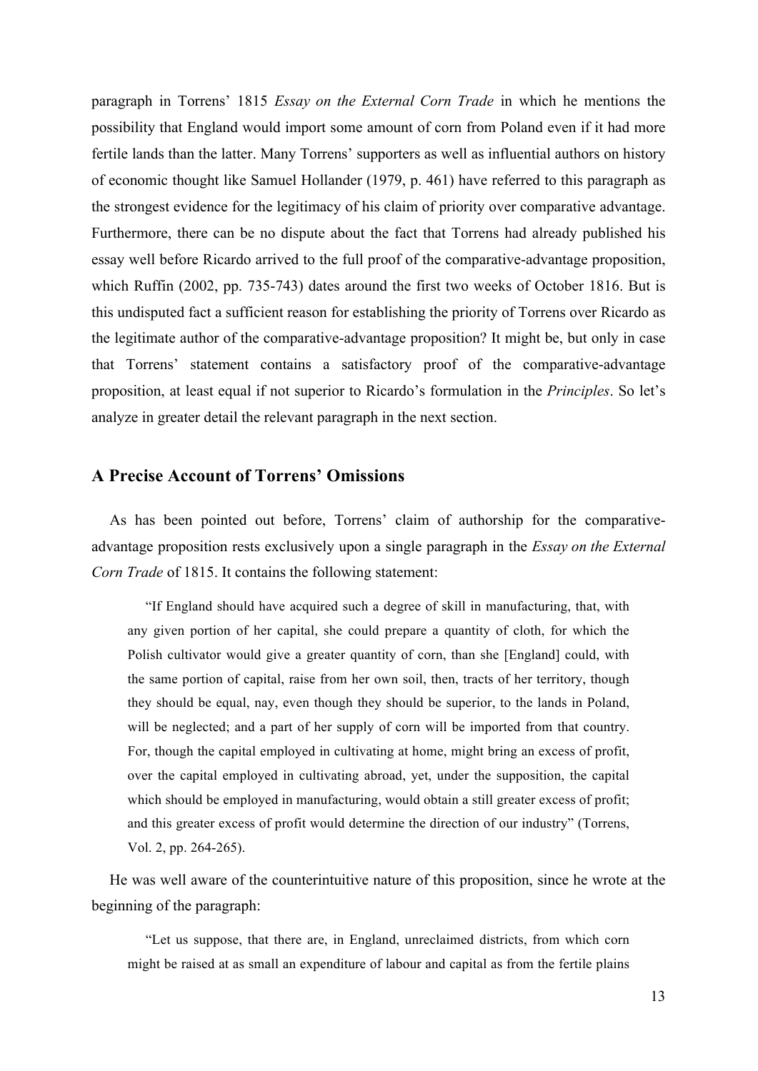paragraph in Torrens' 1815 *Essay on the External Corn Trade* in which he mentions the possibility that England would import some amount of corn from Poland even if it had more fertile lands than the latter. Many Torrens' supporters as well as influential authors on history of economic thought like Samuel Hollander (1979, p. 461) have referred to this paragraph as the strongest evidence for the legitimacy of his claim of priority over comparative advantage. Furthermore, there can be no dispute about the fact that Torrens had already published his essay well before Ricardo arrived to the full proof of the comparative-advantage proposition, which Ruffin (2002, pp. 735-743) dates around the first two weeks of October 1816. But is this undisputed fact a sufficient reason for establishing the priority of Torrens over Ricardo as the legitimate author of the comparative-advantage proposition? It might be, but only in case that Torrens' statement contains a satisfactory proof of the comparative-advantage proposition, at least equal if not superior to Ricardo's formulation in the *Principles*. So let's analyze in greater detail the relevant paragraph in the next section.

## A Precise Account of Torrens' Omissions

As has been pointed out before, Torrens' claim of authorship for the comparative-advantage proposition rests exclusively upon a single paragraph in the *Essay on the External Corn Trade* of 1815. It contains the following statement:

> "If England should have acquired such a degree of skill in manufacturing, that, with any given portion of her capital, she could prepare a quantity of cloth, for which the Polish cultivator would give a greater quantity of corn, than she [England] could, with the same portion of capital, raise from her own soil, then, tracts of her territory, though they should be equal, nay, even though they should be superior, to the lands in Poland, will be neglected; and a part of her supply of corn will be imported from that country. For, though the capital employed in cultivating at home, might bring an excess of profit, over the capital employed in cultivating abroad, yet, under the supposition, the capital which should be employed in manufacturing, would obtain a still greater excess of profit; and this greater excess of profit would determine the direction of our industry" (Torrens, Vol. 2, pp. 264-265).

He was well aware of the counterintuitive nature of this proposition, since he wrote at the beginning of the paragraph:

> "Let us suppose, that there are, in England, unreclaimed districts, from which corn might be raised at as small an expenditure of labour and capital as from the fertile plains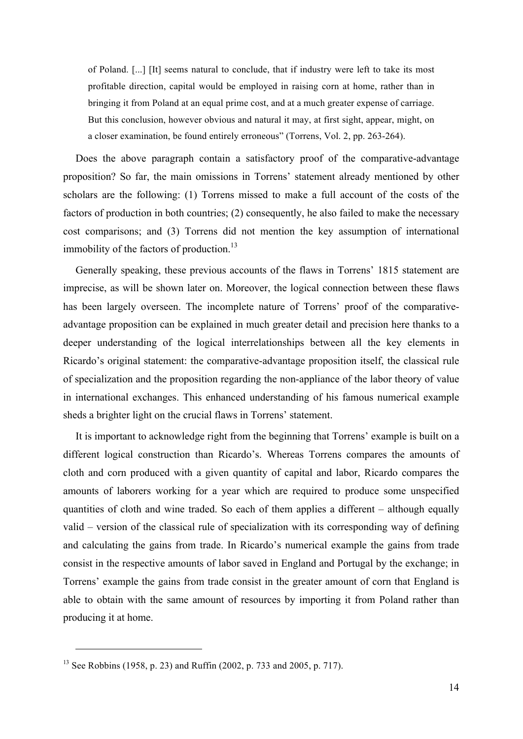> of Poland. [...] [It] seems natural to conclude, that if industry were left to take its most profitable direction, capital would be employed in raising corn at home, rather than in bringing it from Poland at an equal prime cost, and at a much greater expense of carriage. But this conclusion, however obvious and natural it may, at first sight, appear, might, on a closer examination, be found entirely erroneous" (Torrens, Vol. 2, pp. 263-264).

Does the above paragraph contain a satisfactory proof of the comparative-advantage proposition? So far, the main omissions in Torrens' statement already mentioned by other scholars are the following: (1) Torrens missed to make a full account of the costs of the factors of production in both countries; (2) consequently, he also failed to make the necessary cost comparisons; and (3) Torrens did not mention the key assumption of international immobility of the factors of production.[13]

Generally speaking, these previous accounts of the flaws in Torrens' 1815 statement are imprecise, as will be shown later on. Moreover, the logical connection between these flaws has been largely overseen. The incomplete nature of Torrens' proof of the comparative-advantage proposition can be explained in much greater detail and precision here thanks to a deeper understanding of the logical interrelationships between all the key elements in Ricardo's original statement: the comparative-advantage proposition itself, the classical rule of specialization and the proposition regarding the non-appliance of the labor theory of value in international exchanges. This enhanced understanding of his famous numerical example sheds a brighter light on the crucial flaws in Torrens' statement.

It is important to acknowledge right from the beginning that Torrens' example is built on a different logical construction than Ricardo's. Whereas Torrens compares the amounts of cloth and corn produced with a given quantity of capital and labor, Ricardo compares the amounts of laborers working for a year which are required to produce some unspecified quantities of cloth and wine traded. So each of them applies a different – although equally valid – version of the classical rule of specialization with its corresponding way of defining and calculating the gains from trade. In Ricardo's numerical example the gains from trade consist in the respective amounts of labor saved in England and Portugal by the exchange; in Torrens' example the gains from trade consist in the greater amount of corn that England is able to obtain with the same amount of resources by importing it from Poland rather than producing it at home.

---

[13] See Robbins (1958, p. 23) and Ruffin (2002, p. 733 and 2005, p. 717).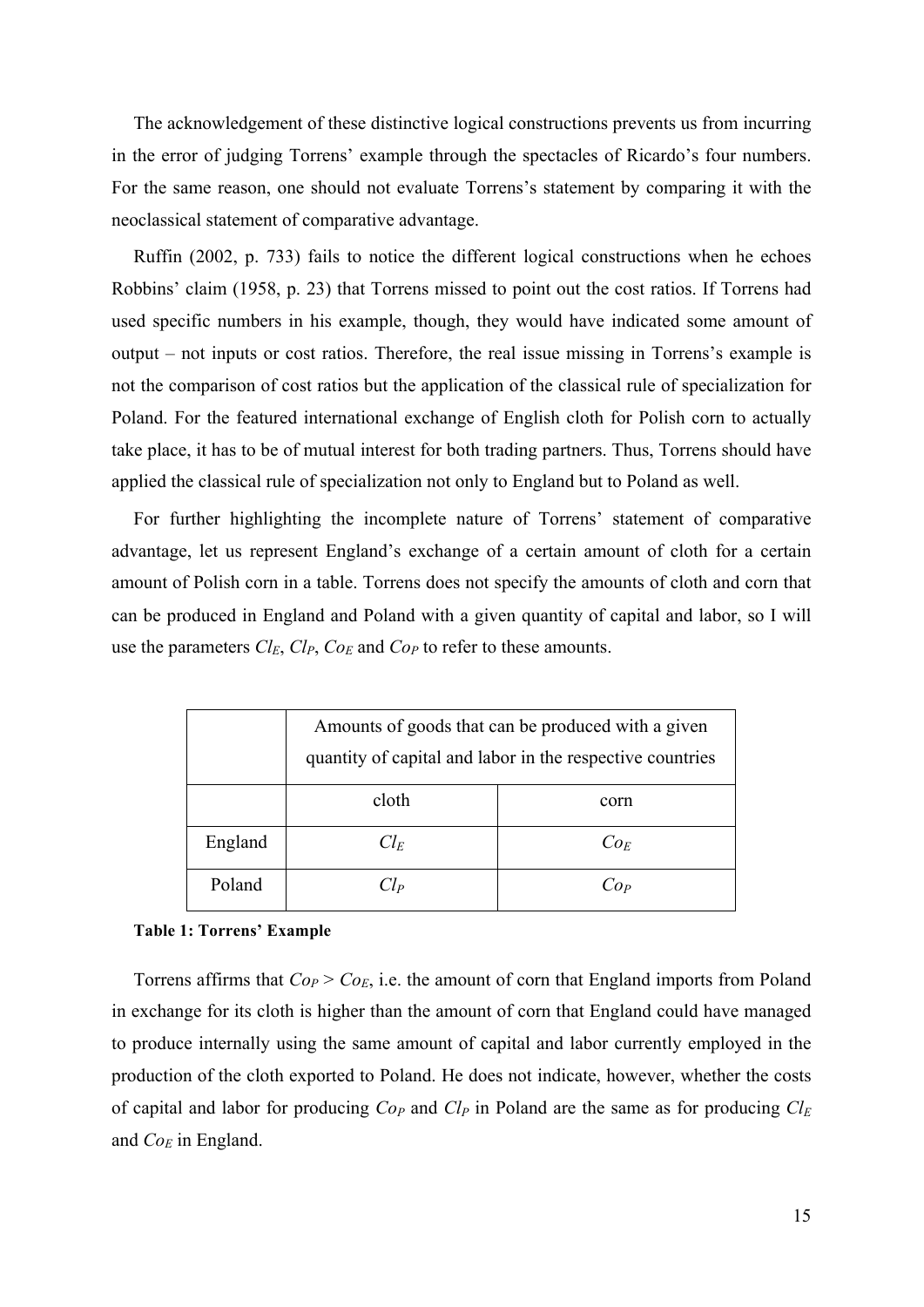The acknowledgement of these distinctive logical constructions prevents us from incurring in the error of judging Torrens' example through the spectacles of Ricardo's four numbers. For the same reason, one should not evaluate Torrens's statement by comparing it with the neoclassical statement of comparative advantage.

Ruffin (2002, p. 733) fails to notice the different logical constructions when he echoes Robbins' claim (1958, p. 23) that Torrens missed to point out the cost ratios. If Torrens had used specific numbers in his example, though, they would have indicated some amount of output – not inputs or cost ratios. Therefore, the real issue missing in Torrens's example is not the comparison of cost ratios but the application of the classical rule of specialization for Poland. For the featured international exchange of English cloth for Polish corn to actually take place, it has to be of mutual interest for both trading partners. Thus, Torrens should have applied the classical rule of specialization not only to England but to Poland as well.

For further highlighting the incomplete nature of Torrens' statement of comparative advantage, let us represent England's exchange of a certain amount of cloth for a certain amount of Polish corn in a table. Torrens does not specify the amounts of cloth and corn that can be produced in England and Poland with a given quantity of capital and labor, so I will use the parameters $Cl_E$, $Cl_P$, $Co_E$ and $Co_P$ to refer to these amounts.

| | Amounts of goods that can be produced with a given quantity of capital and labor in the respective countries | |
|---|---|---|
| | cloth | corn |
| England | $Cl_E$ | $Co_E$ |
| Poland | $Cl_P$ | $Co_P$ |

**Table 1: Torrens' Example**

Torrens affirms that $Co_P > Co_E$, i.e. the amount of corn that England imports from Poland in exchange for its cloth is higher than the amount of corn that England could have managed to produce internally using the same amount of capital and labor currently employed in the production of the cloth exported to Poland. He does not indicate, however, whether the costs of capital and labor for producing $Co_P$ and $Cl_P$ in Poland are the same as for producing $Cl_E$ and $Co_E$ in England.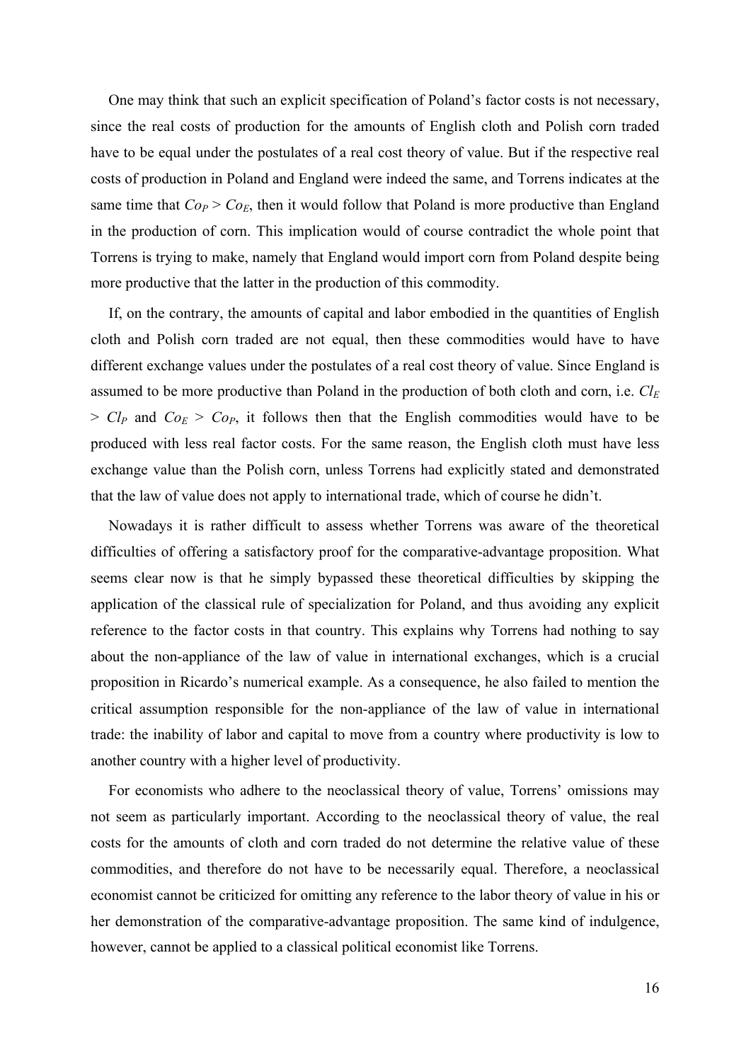One may think that such an explicit specification of Poland's factor costs is not necessary, since the real costs of production for the amounts of English cloth and Polish corn traded have to be equal under the postulates of a real cost theory of value. But if the respective real costs of production in Poland and England were indeed the same, and Torrens indicates at the same time that $Co_P > Co_E$, then it would follow that Poland is more productive than England in the production of corn. This implication would of course contradict the whole point that Torrens is trying to make, namely that England would import corn from Poland despite being more productive that the latter in the production of this commodity.

If, on the contrary, the amounts of capital and labor embodied in the quantities of English cloth and Polish corn traded are not equal, then these commodities would have to have different exchange values under the postulates of a real cost theory of value. Since England is assumed to be more productive than Poland in the production of both cloth and corn, i.e. $Cl_E > Cl_P$ and $Co_E > Co_P$, it follows then that the English commodities would have to be produced with less real factor costs. For the same reason, the English cloth must have less exchange value than the Polish corn, unless Torrens had explicitly stated and demonstrated that the law of value does not apply to international trade, which of course he didn't.

Nowadays it is rather difficult to assess whether Torrens was aware of the theoretical difficulties of offering a satisfactory proof for the comparative-advantage proposition. What seems clear now is that he simply bypassed these theoretical difficulties by skipping the application of the classical rule of specialization for Poland, and thus avoiding any explicit reference to the factor costs in that country. This explains why Torrens had nothing to say about the non-appliance of the law of value in international exchanges, which is a crucial proposition in Ricardo's numerical example. As a consequence, he also failed to mention the critical assumption responsible for the non-appliance of the law of value in international trade: the inability of labor and capital to move from a country where productivity is low to another country with a higher level of productivity.

For economists who adhere to the neoclassical theory of value, Torrens' omissions may not seem as particularly important. According to the neoclassical theory of value, the real costs for the amounts of cloth and corn traded do not determine the relative value of these commodities, and therefore do not have to be necessarily equal. Therefore, a neoclassical economist cannot be criticized for omitting any reference to the labor theory of value in his or her demonstration of the comparative-advantage proposition. The same kind of indulgence, however, cannot be applied to a classical political economist like Torrens.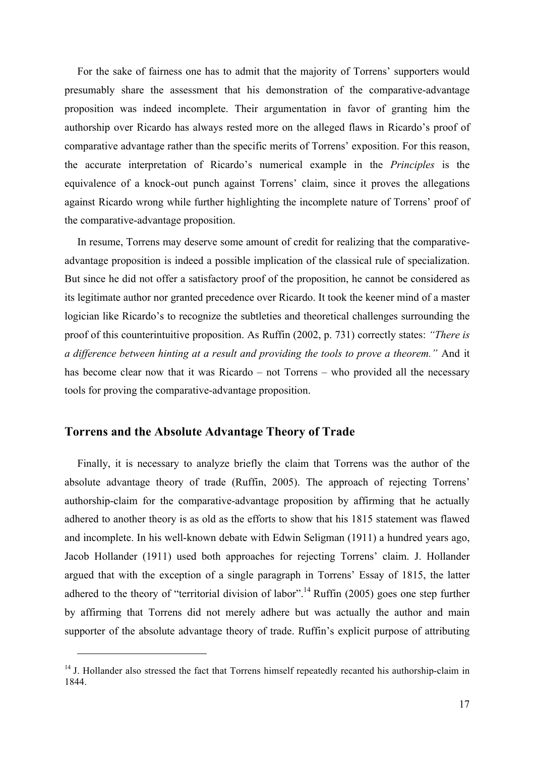For the sake of fairness one has to admit that the majority of Torrens' supporters would presumably share the assessment that his demonstration of the comparative-advantage proposition was indeed incomplete. Their argumentation in favor of granting him the authorship over Ricardo has always rested more on the alleged flaws in Ricardo's proof of comparative advantage rather than the specific merits of Torrens' exposition. For this reason, the accurate interpretation of Ricardo's numerical example in the *Principles* is the equivalence of a knock-out punch against Torrens' claim, since it proves the allegations against Ricardo wrong while further highlighting the incomplete nature of Torrens' proof of the comparative-advantage proposition.

In resume, Torrens may deserve some amount of credit for realizing that the comparative-advantage proposition is indeed a possible implication of the classical rule of specialization. But since he did not offer a satisfactory proof of the proposition, he cannot be considered as its legitimate author nor granted precedence over Ricardo. It took the keener mind of a master logician like Ricardo's to recognize the subtleties and theoretical challenges surrounding the proof of this counterintuitive proposition. As Ruffin (2002, p. 731) correctly states: *"There is a difference between hinting at a result and providing the tools to prove a theorem."* And it has become clear now that it was Ricardo – not Torrens – who provided all the necessary tools for proving the comparative-advantage proposition.

## Torrens and the Absolute Advantage Theory of Trade

Finally, it is necessary to analyze briefly the claim that Torrens was the author of the absolute advantage theory of trade (Ruffin, 2005). The approach of rejecting Torrens' authorship-claim for the comparative-advantage proposition by affirming that he actually adhered to another theory is as old as the efforts to show that his 1815 statement was flawed and incomplete. In his well-known debate with Edwin Seligman (1911) a hundred years ago, Jacob Hollander (1911) used both approaches for rejecting Torrens' claim. J. Hollander argued that with the exception of a single paragraph in Torrens' Essay of 1815, the latter adhered to the theory of "territorial division of labor".[14] Ruffin (2005) goes one step further by affirming that Torrens did not merely adhere but was actually the author and main supporter of the absolute advantage theory of trade. Ruffin's explicit purpose of attributing

[14] J. Hollander also stressed the fact that Torrens himself repeatedly recanted his authorship-claim in 1844.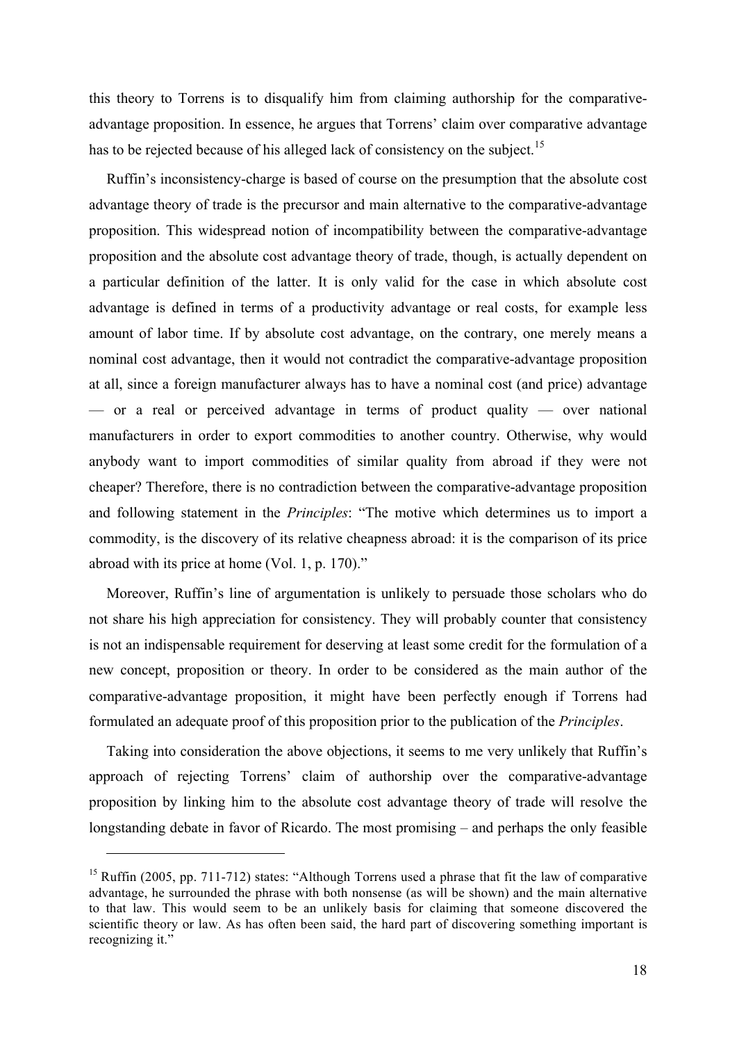this theory to Torrens is to disqualify him from claiming authorship for the comparative-advantage proposition. In essence, he argues that Torrens' claim over comparative advantage has to be rejected because of his alleged lack of consistency on the subject.[15]

Ruffin's inconsistency-charge is based of course on the presumption that the absolute cost advantage theory of trade is the precursor and main alternative to the comparative-advantage proposition. This widespread notion of incompatibility between the comparative-advantage proposition and the absolute cost advantage theory of trade, though, is actually dependent on a particular definition of the latter. It is only valid for the case in which absolute cost advantage is defined in terms of a productivity advantage or real costs, for example less amount of labor time. If by absolute cost advantage, on the contrary, one merely means a nominal cost advantage, then it would not contradict the comparative-advantage proposition at all, since a foreign manufacturer always has to have a nominal cost (and price) advantage — or a real or perceived advantage in terms of product quality — over national manufacturers in order to export commodities to another country. Otherwise, why would anybody want to import commodities of similar quality from abroad if they were not cheaper? Therefore, there is no contradiction between the comparative-advantage proposition and following statement in the *Principles*: "The motive which determines us to import a commodity, is the discovery of its relative cheapness abroad: it is the comparison of its price abroad with its price at home (Vol. 1, p. 170)."

Moreover, Ruffin's line of argumentation is unlikely to persuade those scholars who do not share his high appreciation for consistency. They will probably counter that consistency is not an indispensable requirement for deserving at least some credit for the formulation of a new concept, proposition or theory. In order to be considered as the main author of the comparative-advantage proposition, it might have been perfectly enough if Torrens had formulated an adequate proof of this proposition prior to the publication of the *Principles*.

Taking into consideration the above objections, it seems to me very unlikely that Ruffin's approach of rejecting Torrens' claim of authorship over the comparative-advantage proposition by linking him to the absolute cost advantage theory of trade will resolve the longstanding debate in favor of Ricardo. The most promising – and perhaps the only feasible

---

[15] Ruffin (2005, pp. 711-712) states: "Although Torrens used a phrase that fit the law of comparative advantage, he surrounded the phrase with both nonsense (as will be shown) and the main alternative to that law. This would seem to be an unlikely basis for claiming that someone discovered the scientific theory or law. As has often been said, the hard part of discovering something important is recognizing it."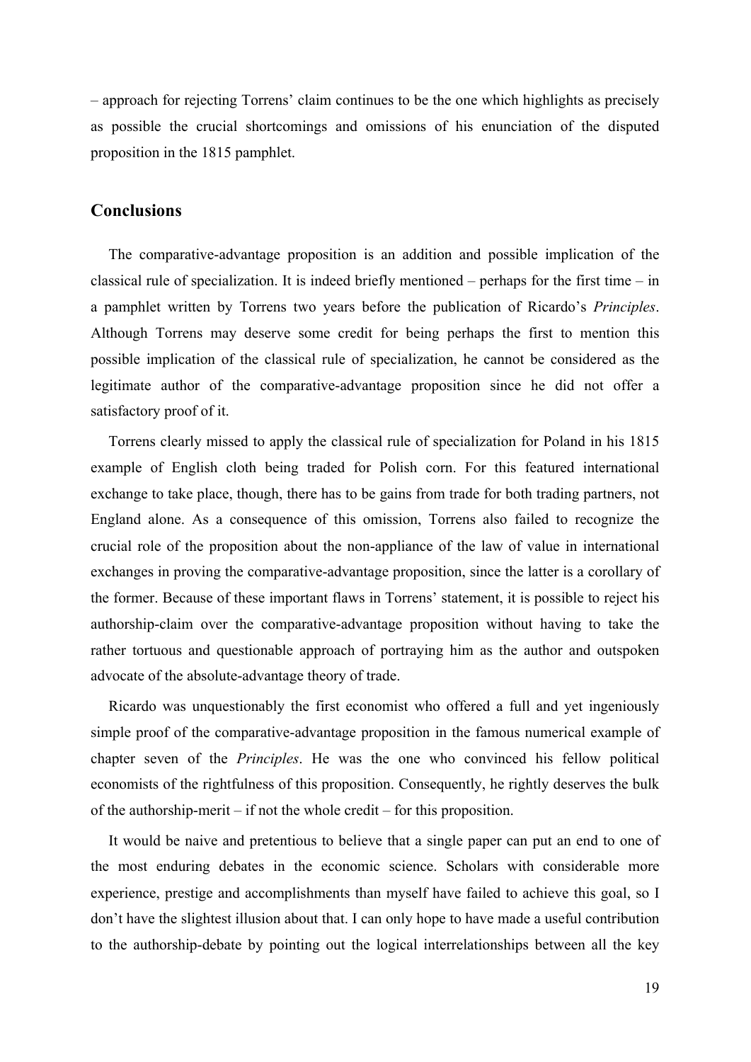– approach for rejecting Torrens' claim continues to be the one which highlights as precisely as possible the crucial shortcomings and omissions of his enunciation of the disputed proposition in the 1815 pamphlet.

## Conclusions

The comparative-advantage proposition is an addition and possible implication of the classical rule of specialization. It is indeed briefly mentioned – perhaps for the first time – in a pamphlet written by Torrens two years before the publication of Ricardo's *Principles*. Although Torrens may deserve some credit for being perhaps the first to mention this possible implication of the classical rule of specialization, he cannot be considered as the legitimate author of the comparative-advantage proposition since he did not offer a satisfactory proof of it.

Torrens clearly missed to apply the classical rule of specialization for Poland in his 1815 example of English cloth being traded for Polish corn. For this featured international exchange to take place, though, there has to be gains from trade for both trading partners, not England alone. As a consequence of this omission, Torrens also failed to recognize the crucial role of the proposition about the non-appliance of the law of value in international exchanges in proving the comparative-advantage proposition, since the latter is a corollary of the former. Because of these important flaws in Torrens' statement, it is possible to reject his authorship-claim over the comparative-advantage proposition without having to take the rather tortuous and questionable approach of portraying him as the author and outspoken advocate of the absolute-advantage theory of trade.

Ricardo was unquestionably the first economist who offered a full and yet ingeniously simple proof of the comparative-advantage proposition in the famous numerical example of chapter seven of the *Principles*. He was the one who convinced his fellow political economists of the rightfulness of this proposition. Consequently, he rightly deserves the bulk of the authorship-merit – if not the whole credit – for this proposition.

It would be naive and pretentious to believe that a single paper can put an end to one of the most enduring debates in the economic science. Scholars with considerable more experience, prestige and accomplishments than myself have failed to achieve this goal, so I don't have the slightest illusion about that. I can only hope to have made a useful contribution to the authorship-debate by pointing out the logical interrelationships between all the key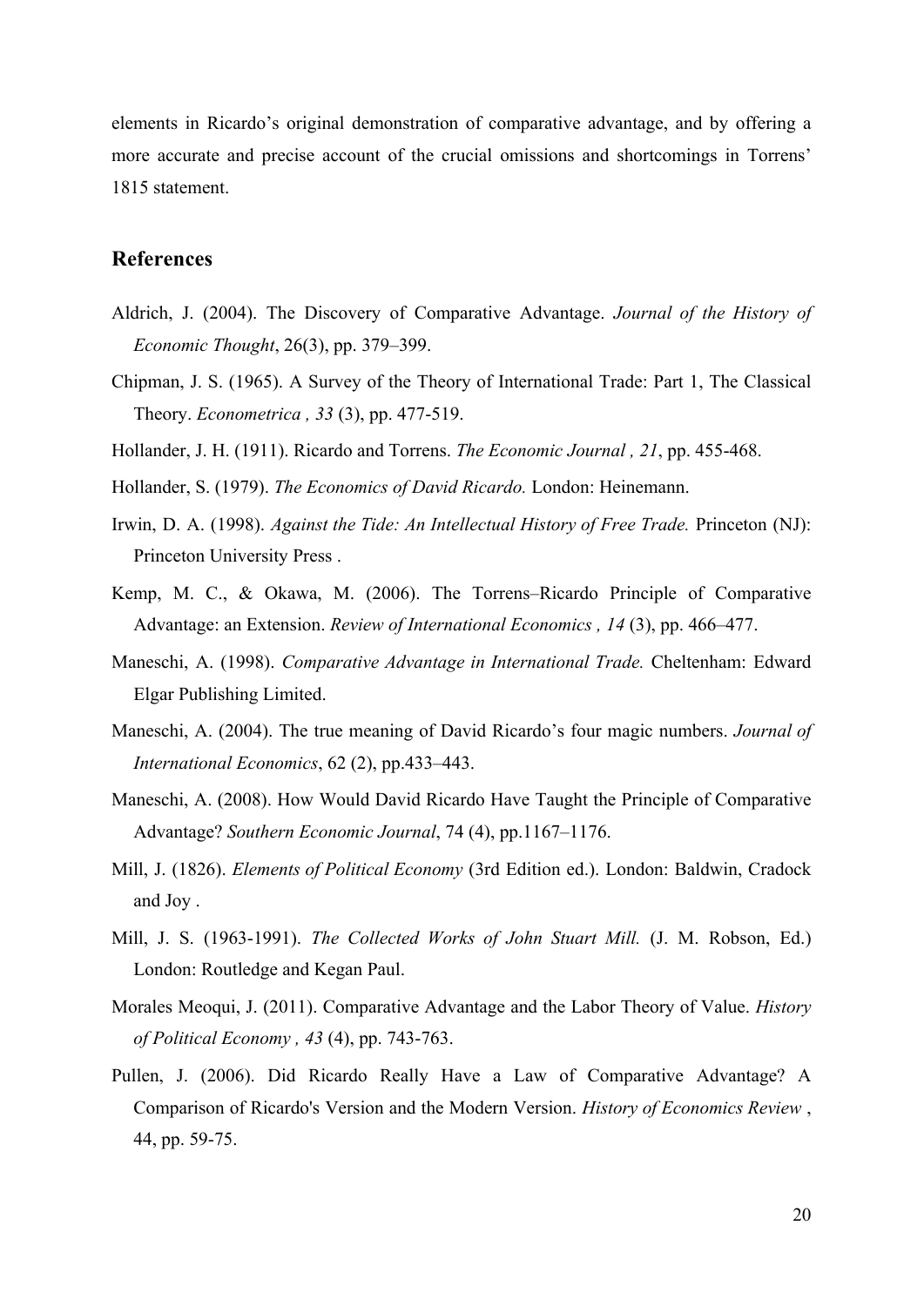elements in Ricardo's original demonstration of comparative advantage, and by offering a more accurate and precise account of the crucial omissions and shortcomings in Torrens' 1815 statement.

## References

Aldrich, J. (2004). The Discovery of Comparative Advantage. *Journal of the History of Economic Thought*, 26(3), pp. 379–399.

Chipman, J. S. (1965). A Survey of the Theory of International Trade: Part 1, The Classical Theory. *Econometrica , 33* (3), pp. 477-519.

Hollander, J. H. (1911). Ricardo and Torrens. *The Economic Journal , 21*, pp. 455-468.

Hollander, S. (1979). *The Economics of David Ricardo.* London: Heinemann.

Irwin, D. A. (1998). *Against the Tide: An Intellectual History of Free Trade.* Princeton (NJ): Princeton University Press .

Kemp, M. C., & Okawa, M. (2006). The Torrens–Ricardo Principle of Comparative Advantage: an Extension. *Review of International Economics , 14* (3), pp. 466–477.

Maneschi, A. (1998). *Comparative Advantage in International Trade.* Cheltenham: Edward Elgar Publishing Limited.

Maneschi, A. (2004). The true meaning of David Ricardo's four magic numbers. *Journal of International Economics*, 62 (2), pp.433–443.

Maneschi, A. (2008). How Would David Ricardo Have Taught the Principle of Comparative Advantage? *Southern Economic Journal*, 74 (4), pp.1167–1176.

Mill, J. (1826). *Elements of Political Economy* (3rd Edition ed.). London: Baldwin, Cradock and Joy .

Mill, J. S. (1963-1991). *The Collected Works of John Stuart Mill.* (J. M. Robson, Ed.) London: Routledge and Kegan Paul.

Morales Meoqui, J. (2011). Comparative Advantage and the Labor Theory of Value. *History of Political Economy , 43* (4), pp. 743-763.

Pullen, J. (2006). Did Ricardo Really Have a Law of Comparative Advantage? A Comparison of Ricardo's Version and the Modern Version. *History of Economics Review* , 44, pp. 59-75.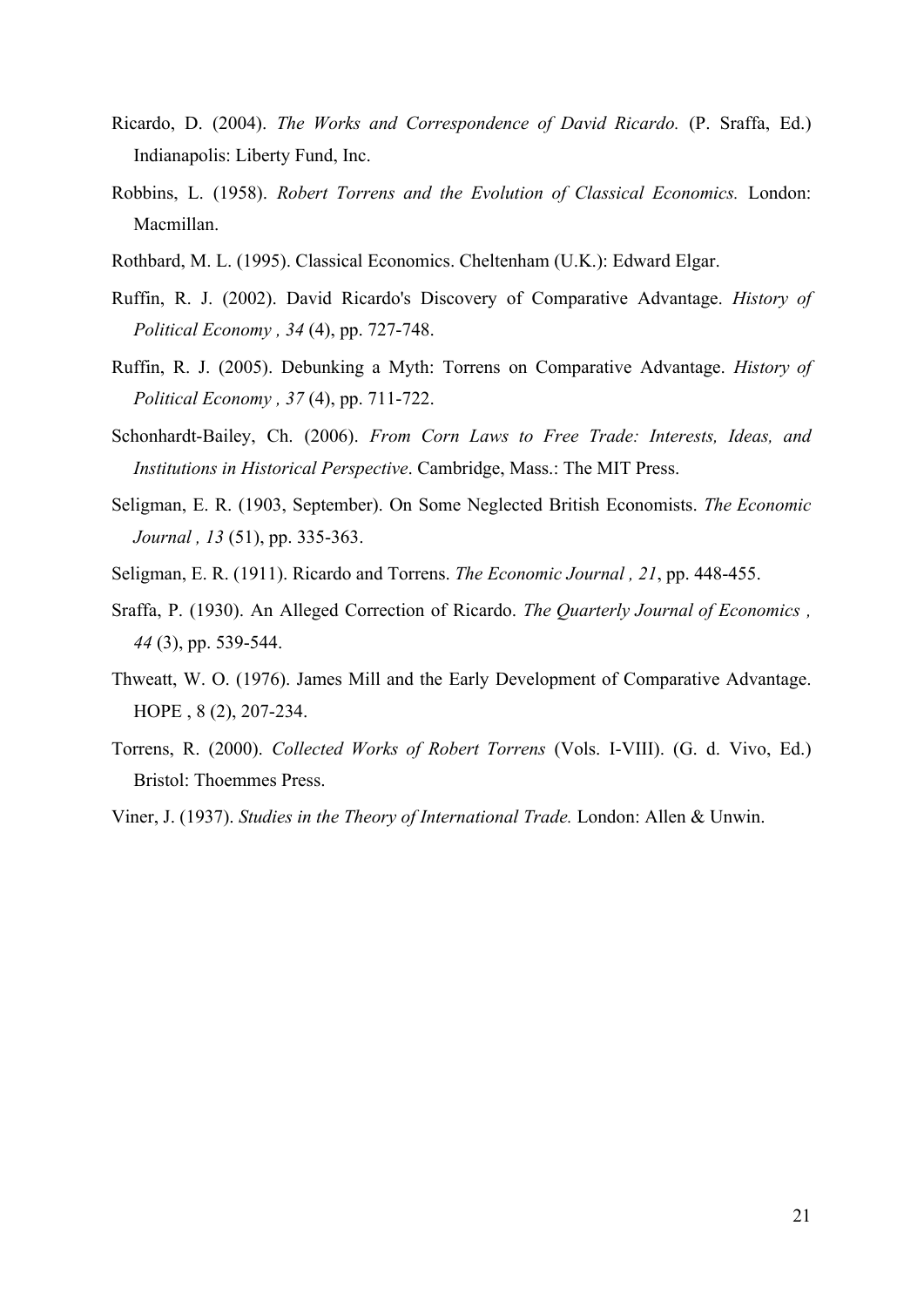Ricardo, D. (2004). *The Works and Correspondence of David Ricardo.* (P. Sraffa, Ed.) Indianapolis: Liberty Fund, Inc.

Robbins, L. (1958). *Robert Torrens and the Evolution of Classical Economics.* London: Macmillan.

Rothbard, M. L. (1995). Classical Economics. Cheltenham (U.K.): Edward Elgar.

Ruffin, R. J. (2002). David Ricardo's Discovery of Comparative Advantage. *History of Political Economy , 34* (4), pp. 727-748.

Ruffin, R. J. (2005). Debunking a Myth: Torrens on Comparative Advantage. *History of Political Economy , 37* (4), pp. 711-722.

Schonhardt-Bailey, Ch. (2006). *From Corn Laws to Free Trade: Interests, Ideas, and Institutions in Historical Perspective*. Cambridge, Mass.: The MIT Press.

Seligman, E. R. (1903, September). On Some Neglected British Economists. *The Economic Journal , 13* (51), pp. 335-363.

Seligman, E. R. (1911). Ricardo and Torrens. *The Economic Journal , 21*, pp. 448-455.

Sraffa, P. (1930). An Alleged Correction of Ricardo. *The Quarterly Journal of Economics , 44* (3), pp. 539-544.

Thweatt, W. O. (1976). James Mill and the Early Development of Comparative Advantage. HOPE , 8 (2), 207-234.

Torrens, R. (2000). *Collected Works of Robert Torrens* (Vols. I-VIII). (G. d. Vivo, Ed.) Bristol: Thoemmes Press.

Viner, J. (1937). *Studies in the Theory of International Trade.* London: Allen & Unwin.